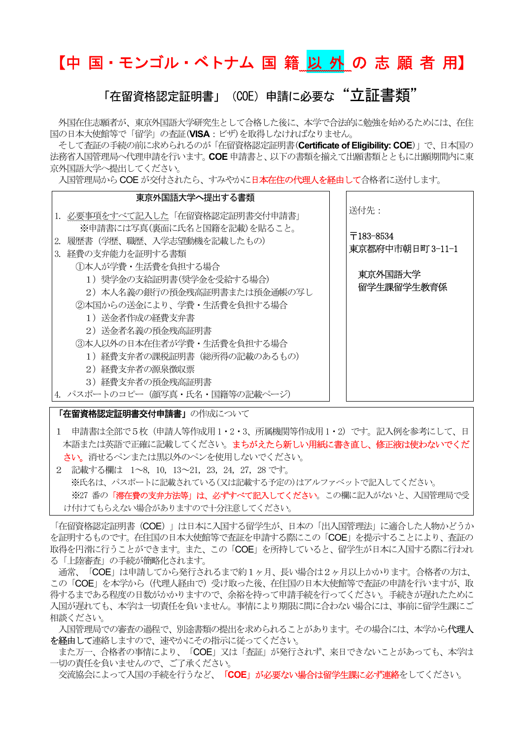# 【中 国・モンゴル・ベトナム 国 籍 以 外 の 志 願 者 用】

## 「在留資格認定証明書」（COE）申請に必要な“立証書類”

外国在住志願者が、東京外国語大学研究生として合格した後に、本学で合法的に勉強を始めるためには、在住国の日本大使館等で「留学」の査証(**VISA**：ビザ)を取得しなければなりません。

そして査証の手続の前に求められるのが「在留資格認定証明書(**Certificate of Eligibility: COE**)」で、日本国の法務省入国管理局へ代理申請を行います。**COE** 申請書と、以下の書類を揃えて出願書類とともに出願期間内に東京外国語大学へ提出してください。

入国管理局から COE が交付されたら、すみやかに日本在住の代理人を経由して合格者に送付します。

| 東京外国語大学へ提出する書類 | 送付先： |
|---|---|
| 1. 必要事項をすべて記入した「在留資格認定証明書交付申請書」<br>　※申請書には写真(裏面に氏名と国籍を記載)を貼ること。<br>2. 履歴書（学歴、職歴、入学志望動機を記載したもの）<br>3. 経費の支弁能力を証明する書類<br>　①本人が学費・生活費を負担する場合<br>　　1）奨学金の支給証明書(奨学金を受給する場合)<br>　　2）本人名義の銀行の預金残高証明書または預金通帳の写し<br>　②本国からの送金により、学費・生活費を負担する場合<br>　　1）送金者作成の経費支弁書<br>　　2）送金者名義の預金残高証明書<br>　③本人以外の日本在住者が学費・生活費を負担する場合<br>　　1）経費支弁者の課税証明書（総所得の記載のあるもの）<br>　　2）経費支弁者の源泉徴収票<br>　　3）経費支弁者の預金残高証明書<br>4. パスポートのコピー（顔写真・氏名・国籍等の記載ページ） | 〒183-8534<br>東京都府中市朝日町 3-11-1<br><br>東京外国語大学<br>留学生課留学生教育係 |

**「在留資格認定証明書交付申請書」**の作成について

1　申請書は全部で5枚（申請人等作成用1・2・3、所属機関等作成用1・2）です。記入例を参考にして、日本語または英語で正確に記載してください。まちがえたら新しい用紙に書き直し、修正液は使わないでください。消せるペンまたは黒以外のペンを使用しないでください。

2　記載する欄は　1～8，10，13～21，23，24，27，28 です。
　※氏名は、パスポートに記載されている(又は記載する予定の)はアルファベットで記入してください。
　※27 番の「滞在費の支弁方法等」は、必ずすべて記入してください。この欄に記入がないと、入国管理局で受け付けてもらえない場合がありますので十分注意してください。

「在留資格認定証明書（COE）」は日本に入国する留学生が、日本の「出入国管理法」に適合した人物かどうかを証明するものです。在住国の日本大使館等で査証を申請する際にこの「COE」を提示することにより、査証の取得を円滑に行うことができます。また、この「COE」を所持していると、留学生が日本に入国する際に行われる「上陸審査」の手続が簡略化されます。

通常、「COE」は申請してから発行されるまで約1ヶ月、長い場合は2ヶ月以上かかります。合格者の方は、この「COE」を本学から（代理人経由で）受け取った後、在住国の日本大使館等で査証の申請を行いますが、取得するまでである程度の日数がかかりますので、余裕を持って申請手続を行ってください。手続きが遅れたために入国が遅れても、本学は一切責任を負いません。事情により期限に間に合わない場合には、事前に留学生課にご相談ください。

入国管理局での審査の過程で、別途書類の提出を求められることがあります。その場合には、本学から代理人を経由して連絡しますので、速やかにその指示に従ってください。

また万一、合格者の事情により、「COE」又は「査証」が発行されず、来日できないことがあっても、本学は一切の責任を負いませんので、ご了承ください。

交流協会によって入国の手続を行うなど、**「COE」が必要ない場合は留学生課に必ず連絡**をしてください。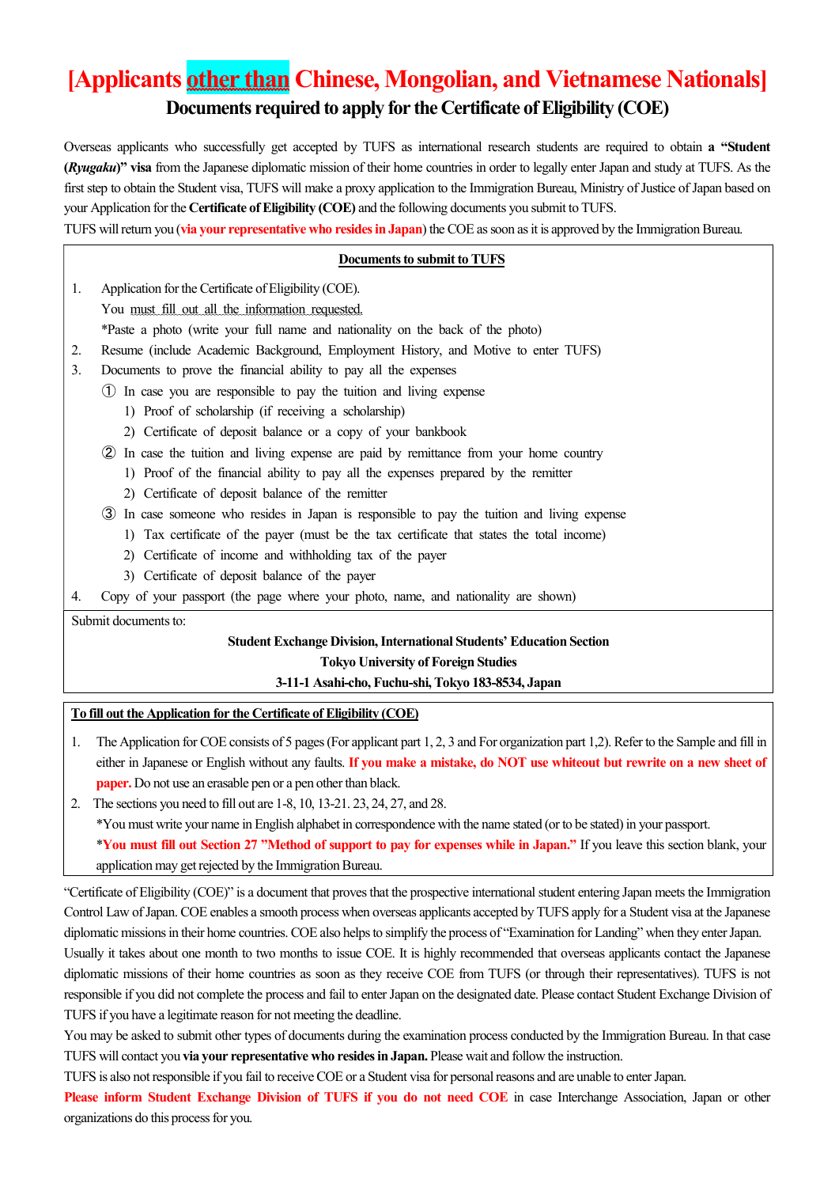# [Applicants other than Chinese, Mongolian, and Vietnamese Nationals]

## Documents required to apply for the Certificate of Eligibility (COE)

Overseas applicants who successfully get accepted by TUFS as international research students are required to obtain **a "Student (*Ryugaku*)" visa** from the Japanese diplomatic mission of their home countries in order to legally enter Japan and study at TUFS. As the first step to obtain the Student visa, TUFS will make a proxy application to the Immigration Bureau, Ministry of Justice of Japan based on your Application for the **Certificate of Eligibility (COE)** and the following documents you submit to TUFS.

TUFS will return you (**via your representative who resides in Japan**) the COE as soon as it is approved by the Immigration Bureau.

---

**Documents to submit to TUFS**

1. Application for the Certificate of Eligibility (COE).
   You must fill out all the information requested.
   *Paste a photo (write your full name and nationality on the back of the photo)
2. Resume (include Academic Background, Employment History, and Motive to enter TUFS)
3. Documents to prove the financial ability to pay all the expenses
   ① In case you are responsible to pay the tuition and living expense
      1) Proof of scholarship (if receiving a scholarship)
      2) Certificate of deposit balance or a copy of your bankbook
   ② In case the tuition and living expense are paid by remittance from your home country
      1) Proof of the financial ability to pay all the expenses prepared by the remitter
      2) Certificate of deposit balance of the remitter
   ③ In case someone who resides in Japan is responsible to pay the tuition and living expense
      1) Tax certificate of the payer (must be the tax certificate that states the total income)
      2) Certificate of income and withholding tax of the payer
      3) Certificate of deposit balance of the payer
4. Copy of your passport (the page where your photo, name, and nationality are shown)

Submit documents to:

**Student Exchange Division, International Students' Education Section**
**Tokyo University of Foreign Studies**
**3-11-1 Asahi-cho, Fuchu-shi, Tokyo 183-8534, Japan**

---

**To fill out the Application for the Certificate of Eligibility (COE)**

1. The Application for COE consists of 5 pages (For applicant part 1, 2, 3 and For organization part 1,2). Refer to the Sample and fill in either in Japanese or English without any faults. **If you make a mistake, do NOT use whiteout but rewrite on a new sheet of paper.** Do not use an erasable pen or a pen other than black.
2. The sections you need to fill out are 1-8, 10, 13-21. 23, 24, 27, and 28.
   *You must write your name in English alphabet in correspondence with the name stated (or to be stated) in your passport.
   ***You must fill out Section 27 "Method of support to pay for expenses while in Japan."** If you leave this section blank, your application may get rejected by the Immigration Bureau.

---

"Certificate of Eligibility (COE)" is a document that proves that the prospective international student entering Japan meets the Immigration Control Law of Japan. COE enables a smooth process when overseas applicants accepted by TUFS apply for a Student visa at the Japanese diplomatic missions in their home countries. COE also helps to simplify the process of "Examination for Landing" when they enter Japan.

Usually it takes about one month to two months to issue COE. It is highly recommended that overseas applicants contact the Japanese diplomatic missions of their home countries as soon as they receive COE from TUFS (or through their representatives). TUFS is not responsible if you did not complete the process and fail to enter Japan on the designated date. Please contact Student Exchange Division of TUFS if you have a legitimate reason for not meeting the deadline.

You may be asked to submit other types of documents during the examination process conducted by the Immigration Bureau. In that case TUFS will contact you **via your representative who resides in Japan.** Please wait and follow the instruction.

TUFS is also not responsible if you fail to receive COE or a Student visa for personal reasons and are unable to enter Japan.

**Please inform Student Exchange Division of TUFS if you do not need COE** in case Interchange Association, Japan or other organizations do this process for you.